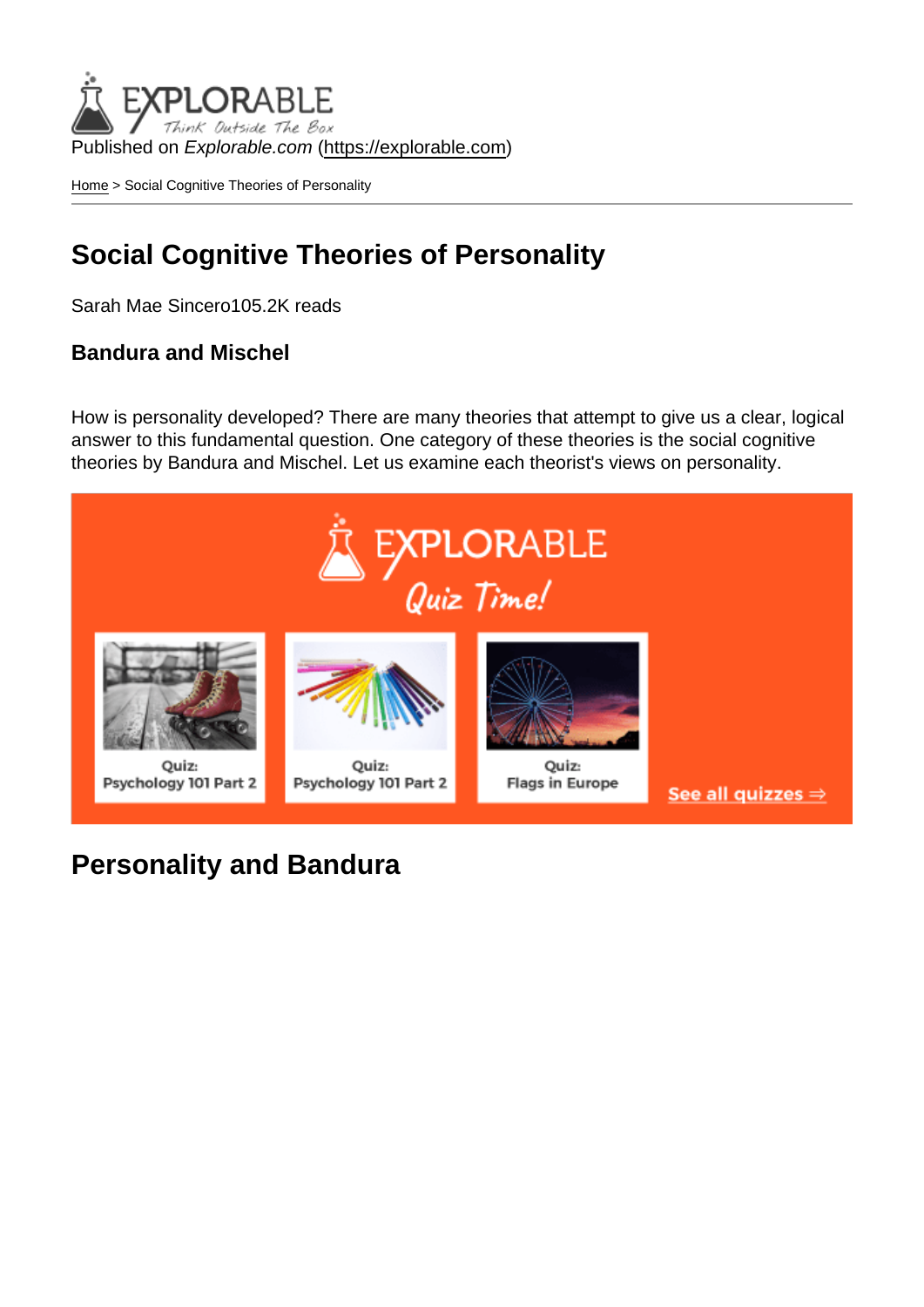Published on *Explorable.com* (https://explorable.com)

Home > Social Cognitive Theories of Personality

# Social Cognitive Theories of Personality

Sarah Mae Sincero105.2K reads

### Bandura and Mischel

How is personality developed? There are many theories that attempt to give us a clear, logical answer to this fundamental question. One category of these theories is the social cognitive theories by Bandura and Mischel. Let us examine each theorist's views on personality.

## Personality and Bandura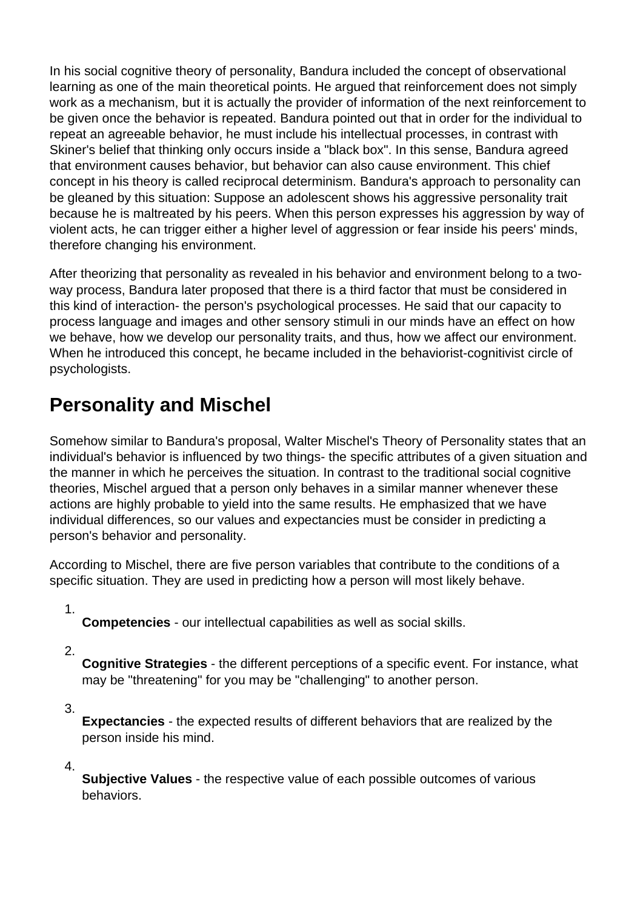In his social cognitive theory of personality, Bandura included the concept of observational learning as one of the main theoretical points. He argued that reinforcement does not simply work as a mechanism, but it is actually the provider of information of the next reinforcement to be given once the behavior is repeated. Bandura pointed out that in order for the individual to repeat an agreeable behavior, he must include his intellectual processes, in contrast with Skiner's belief that thinking only occurs inside a "black box". In this sense, Bandura agreed that environment causes behavior, but behavior can also cause environment. This chief concept in his theory is called reciprocal determinism. Bandura's approach to personality can be gleaned by this situation: Suppose an adolescent shows his aggressive personality trait because he is maltreated by his peers. When this person expresses his aggression by way of violent acts, he can trigger either a higher level of aggression or fear inside his peers' minds, therefore changing his environment.

After theorizing that personality as revealed in his behavior and environment belong to a two-way process, Bandura later proposed that there is a third factor that must be considered in this kind of interaction- the person's psychological processes. He said that our capacity to process language and images and other sensory stimuli in our minds have an effect on how we behave, how we develop our personality traits, and thus, how we affect our environment. When he introduced this concept, he became included in the behaviorist-cognitivist circle of psychologists.

## Personality and Mischel

Somehow similar to Bandura's proposal, Walter Mischel's Theory of Personality states that an individual's behavior is influenced by two things- the specific attributes of a given situation and the manner in which he perceives the situation. In contrast to the traditional social cognitive theories, Mischel argued that a person only behaves in a similar manner whenever these actions are highly probable to yield into the same results. He emphasized that we have individual differences, so our values and expectancies must be consider in predicting a person's behavior and personality.

According to Mischel, there are five person variables that contribute to the conditions of a specific situation. They are used in predicting how a person will most likely behave.

1. **Competencies** - our intellectual capabilities as well as social skills.
2. **Cognitive Strategies** - the different perceptions of a specific event. For instance, what may be "threatening" for you may be "challenging" to another person.
3. **Expectancies** - the expected results of different behaviors that are realized by the person inside his mind.
4. **Subjective Values** - the respective value of each possible outcomes of various behaviors.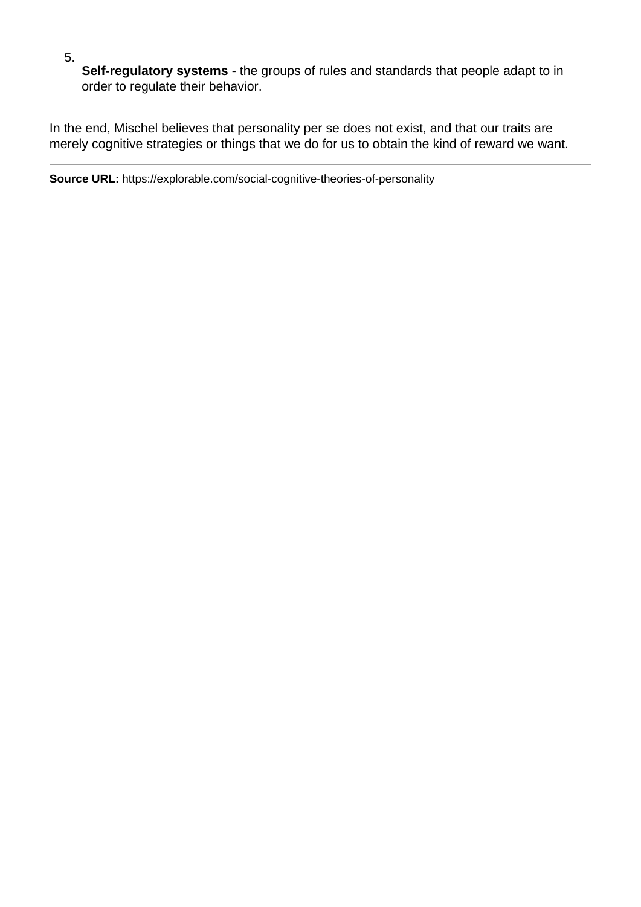5. **Self-regulatory systems** - the groups of rules and standards that people adapt to in order to regulate their behavior.

In the end, Mischel believes that personality per se does not exist, and that our traits are merely cognitive strategies or things that we do for us to obtain the kind of reward we want.

---

**Source URL:** https://explorable.com/social-cognitive-theories-of-personality